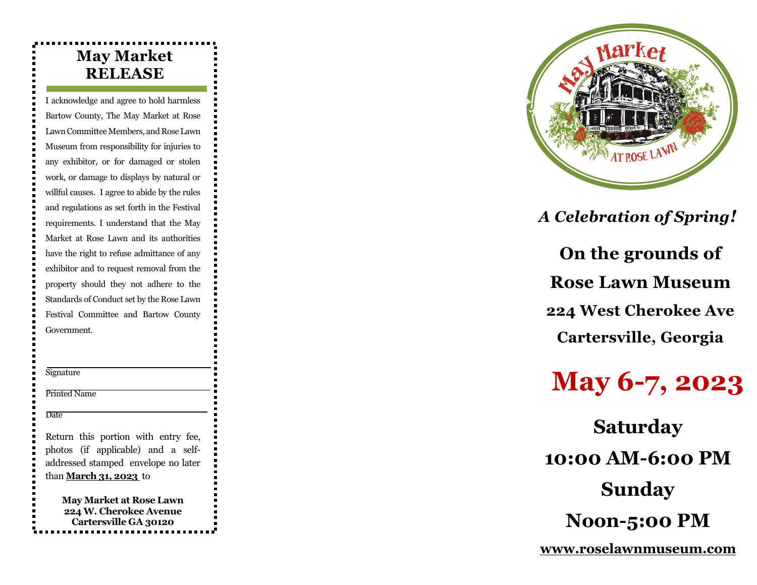## May Market RELEASE

I acknowledge and agree to hold harmless Bartow County, The May Market at Rose Lawn Committee Members, and Rose Lawn Museum from responsibility for injuries to any exhibitor, or for damaged or stolen work, or damage to displays by natural or willful causes. I agree to abide by the rules and regulations as set forth in the Festival requirements. I understand that the May Market at Rose Lawn and its authorities have the right to refuse admittance of any exhibitor and to request removal from the property should they not adhere to the Standards of Conduct set by the Rose Lawn Festival Committee and Bartow County Government.

Signature

Printed Name

Date

Return this portion with entry fee, photos (if applicable) and a self-addressed stamped envelope no later than **March 31, 2023** to

**May Market at Rose Lawn**
**224 W. Cherokee Avenue**
**Cartersville GA 30120**

May Market AT ROSE LAWN

***A Celebration of Spring!***

**On the grounds of**

**Rose Lawn Museum**

**224 West Cherokee Ave**

**Cartersville, Georgia**

# May 6-7, 2023

**Saturday**

**10:00 AM-6:00 PM**

**Sunday**

**Noon-5:00 PM**

**www.roselawnmuseum.com**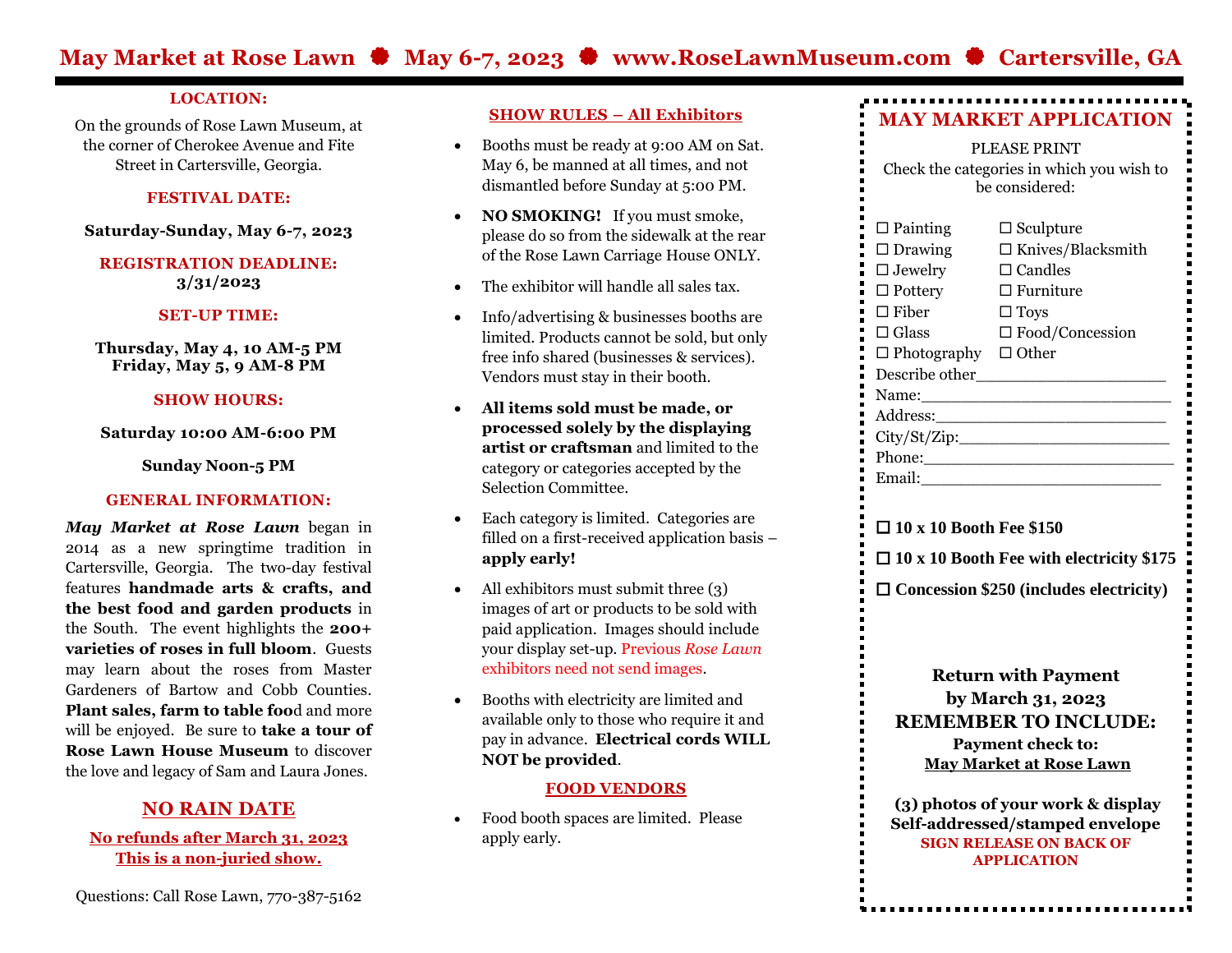# May Market at Rose Lawn ✺ May 6-7, 2023 ✺ www.RoseLawnMuseum.com ✺ Cartersville, GA

### LOCATION:

On the grounds of Rose Lawn Museum, at the corner of Cherokee Avenue and Fite Street in Cartersville, Georgia.

### FESTIVAL DATE:

**Saturday-Sunday, May 6-7, 2023**

### REGISTRATION DEADLINE:

**3/31/2023**

### SET-UP TIME:

**Thursday, May 4, 10 AM-5 PM**
**Friday, May 5, 9 AM-8 PM**

### SHOW HOURS:

**Saturday 10:00 AM-6:00 PM**

**Sunday Noon-5 PM**

### GENERAL INFORMATION:

***May Market at Rose Lawn*** began in 2014 as a new springtime tradition in Cartersville, Georgia. The two-day festival features **handmade arts & crafts, and the best food and garden products** in the South. The event highlights the **200+ varieties of roses in full bloom**. Guests may learn about the roses from Master Gardeners of Bartow and Cobb Counties. **Plant sales, farm to table foo**d and more will be enjoyed. Be sure to **take a tour of Rose Lawn House Museum** to discover the love and legacy of Sam and Laura Jones.

## NO RAIN DATE

**No refunds after March 31, 2023**
**This is a non-juried show.**

Questions: Call Rose Lawn, 770-387-5162

### SHOW RULES – All Exhibitors

- Booths must be ready at 9:00 AM on Sat. May 6, be manned at all times, and not dismantled before Sunday at 5:00 PM.
- **NO SMOKING!** If you must smoke, please do so from the sidewalk at the rear of the Rose Lawn Carriage House ONLY.
- The exhibitor will handle all sales tax.
- Info/advertising & businesses booths are limited. Products cannot be sold, but only free info shared (businesses & services). Vendors must stay in their booth.
- **All items sold must be made, or processed solely by the displaying artist or craftsman** and limited to the category or categories accepted by the Selection Committee.
- Each category is limited. Categories are filled on a first-received application basis – **apply early!**
- All exhibitors must submit three (3) images of art or products to be sold with paid application. Images should include your display set-up. Previous *Rose Lawn* exhibitors need not send images.
- Booths with electricity are limited and available only to those who require it and pay in advance. **Electrical cords WILL NOT be provided**.

### FOOD VENDORS

- Food booth spaces are limited. Please apply early.

## MAY MARKET APPLICATION

PLEASE PRINT
Check the categories in which you wish to be considered:

☐ Painting ☐ Sculpture
☐ Drawing ☐ Knives/Blacksmith
☐ Jewelry ☐ Candles
☐ Pottery ☐ Furniture
☐ Fiber ☐ Toys
☐ Glass ☐ Food/Concession
☐ Photography ☐ Other

Describe other____________________
Name:__________________________
Address:________________________
City/St/Zip:______________________
Phone:__________________________
Email:__________________________

**☐ 10 x 10 Booth Fee $150**

**☐ 10 x 10 Booth Fee with electricity $175**

**☐ Concession $250 (includes electricity)**

**Return with Payment by March 31, 2023**
**REMEMBER TO INCLUDE:**
**Payment check to:**
**May Market at Rose Lawn**

**(3) photos of your work & display**
**Self-addressed/stamped envelope**
**SIGN RELEASE ON BACK OF APPLICATION**